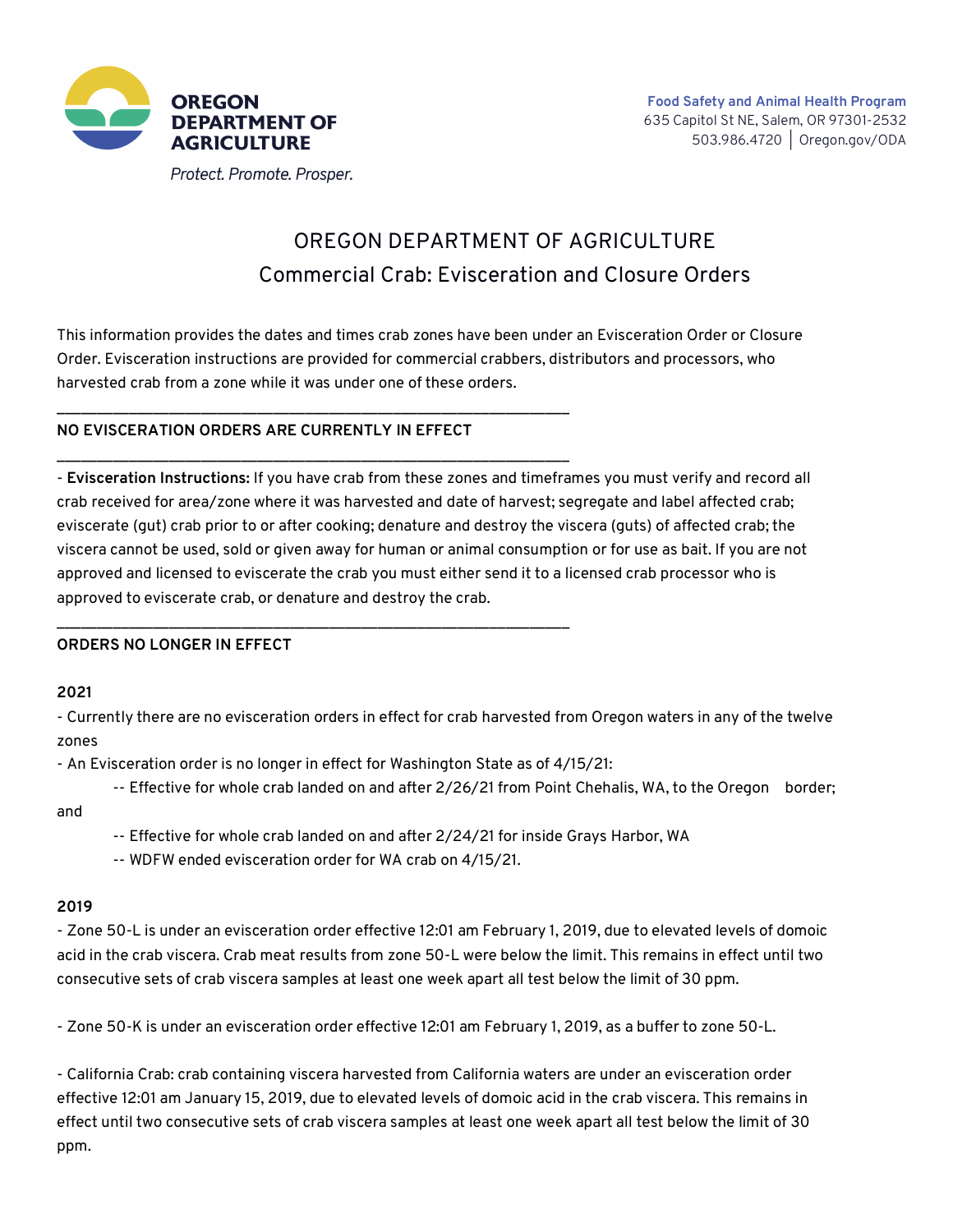**OREGON DEPARTMENT OF AGRICULTURE**

*Protect. Promote. Prosper.*

**Food Safety and Animal Health Program**
635 Capitol St NE, Salem, OR 97301-2532
503.986.4720 | Oregon.gov/ODA

# OREGON DEPARTMENT OF AGRICULTURE

## Commercial Crab: Evisceration and Closure Orders

This information provides the dates and times crab zones have been under an Evisceration Order or Closure Order. Evisceration instructions are provided for commercial crabbers, distributors and processors, who harvested crab from a zone while it was under one of these orders.

---

**NO EVISCERATION ORDERS ARE CURRENTLY IN EFFECT**

---

- **Evisceration Instructions:** If you have crab from these zones and timeframes you must verify and record all crab received for area/zone where it was harvested and date of harvest; segregate and label affected crab; eviscerate (gut) crab prior to or after cooking; denature and destroy the viscera (guts) of affected crab; the viscera cannot be used, sold or given away for human or animal consumption or for use as bait. If you are not approved and licensed to eviscerate the crab you must either send it to a licensed crab processor who is approved to eviscerate crab, or denature and destroy the crab.

---

**ORDERS NO LONGER IN EFFECT**

**2021**

- Currently there are no evisceration orders in effect for crab harvested from Oregon waters in any of the twelve zones
- An Evisceration order is no longer in effect for Washington State as of 4/15/21:
  - -- Effective for whole crab landed on and after 2/26/21 from Point Chehalis, WA, to the Oregon border; and
  - -- Effective for whole crab landed on and after 2/24/21 for inside Grays Harbor, WA
  - -- WDFW ended evisceration order for WA crab on 4/15/21.

**2019**

- Zone 50-L is under an evisceration order effective 12:01 am February 1, 2019, due to elevated levels of domoic acid in the crab viscera. Crab meat results from zone 50-L were below the limit. This remains in effect until two consecutive sets of crab viscera samples at least one week apart all test below the limit of 30 ppm.

- Zone 50-K is under an evisceration order effective 12:01 am February 1, 2019, as a buffer to zone 50-L.

- California Crab: crab containing viscera harvested from California waters are under an evisceration order effective 12:01 am January 15, 2019, due to elevated levels of domoic acid in the crab viscera. This remains in effect until two consecutive sets of crab viscera samples at least one week apart all test below the limit of 30 ppm.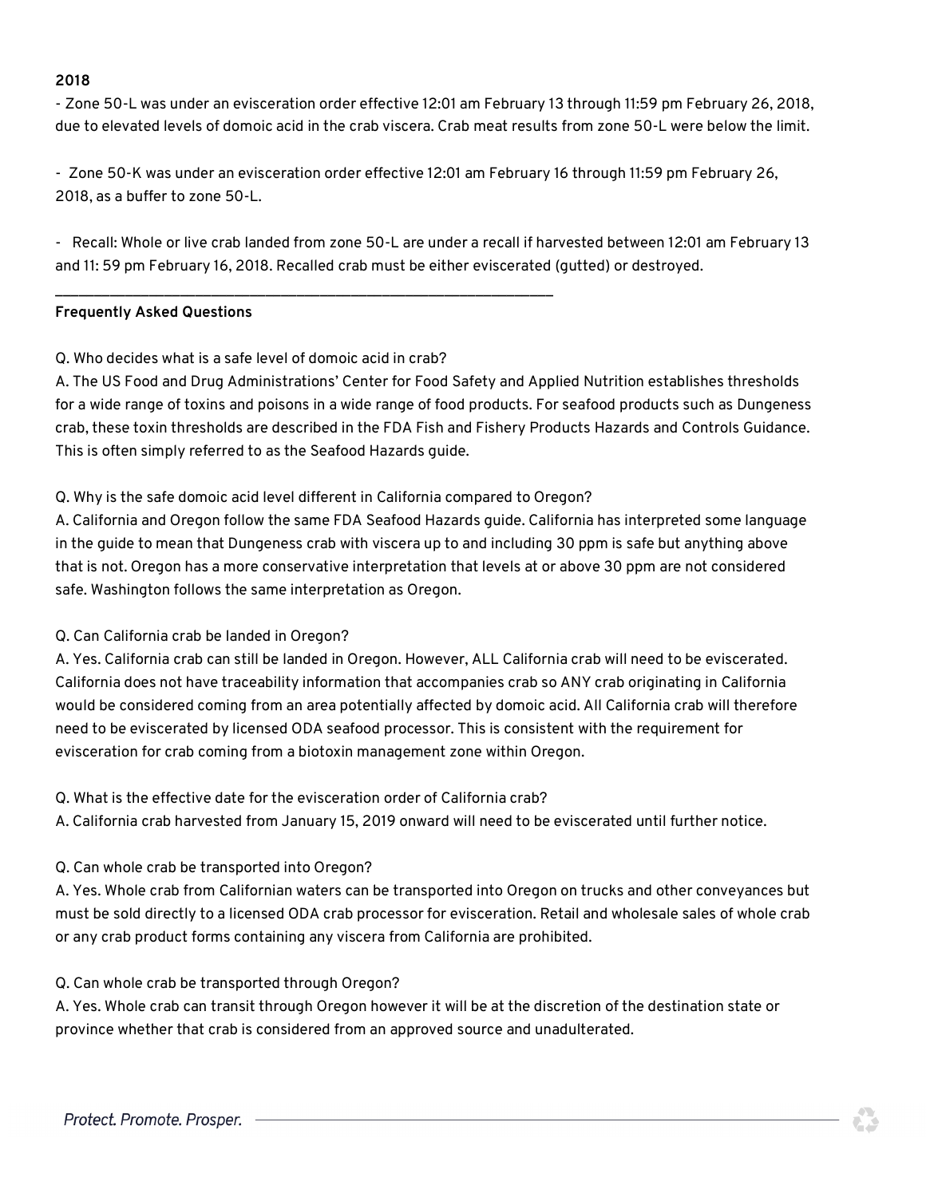**2018**

- Zone 50-L was under an evisceration order effective 12:01 am February 13 through 11:59 pm February 26, 2018, due to elevated levels of domoic acid in the crab viscera. Crab meat results from zone 50-L were below the limit.

- Zone 50-K was under an evisceration order effective 12:01 am February 16 through 11:59 pm February 26, 2018, as a buffer to zone 50-L.

- Recall: Whole or live crab landed from zone 50-L are under a recall if harvested between 12:01 am February 13 and 11: 59 pm February 16, 2018. Recalled crab must be either eviscerated (gutted) or destroyed.

---

**Frequently Asked Questions**

Q. Who decides what is a safe level of domoic acid in crab?
A. The US Food and Drug Administrations' Center for Food Safety and Applied Nutrition establishes thresholds for a wide range of toxins and poisons in a wide range of food products. For seafood products such as Dungeness crab, these toxin thresholds are described in the FDA Fish and Fishery Products Hazards and Controls Guidance. This is often simply referred to as the Seafood Hazards guide.

Q. Why is the safe domoic acid level different in California compared to Oregon?
A. California and Oregon follow the same FDA Seafood Hazards guide. California has interpreted some language in the guide to mean that Dungeness crab with viscera up to and including 30 ppm is safe but anything above that is not. Oregon has a more conservative interpretation that levels at or above 30 ppm are not considered safe. Washington follows the same interpretation as Oregon.

Q. Can California crab be landed in Oregon?
A. Yes. California crab can still be landed in Oregon. However, ALL California crab will need to be eviscerated. California does not have traceability information that accompanies crab so ANY crab originating in California would be considered coming from an area potentially affected by domoic acid. All California crab will therefore need to be eviscerated by licensed ODA seafood processor. This is consistent with the requirement for evisceration for crab coming from a biotoxin management zone within Oregon.

Q. What is the effective date for the evisceration order of California crab?
A. California crab harvested from January 15, 2019 onward will need to be eviscerated until further notice.

Q. Can whole crab be transported into Oregon?
A. Yes. Whole crab from Californian waters can be transported into Oregon on trucks and other conveyances but must be sold directly to a licensed ODA crab processor for evisceration. Retail and wholesale sales of whole crab or any crab product forms containing any viscera from California are prohibited.

Q. Can whole crab be transported through Oregon?
A. Yes. Whole crab can transit through Oregon however it will be at the discretion of the destination state or province whether that crab is considered from an approved source and unadulterated.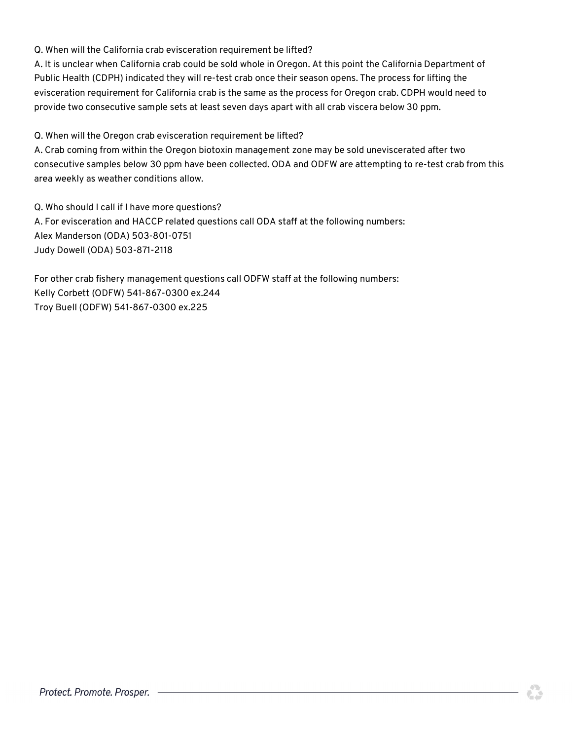Q. When will the California crab evisceration requirement be lifted?
A. It is unclear when California crab could be sold whole in Oregon. At this point the California Department of Public Health (CDPH) indicated they will re-test crab once their season opens. The process for lifting the evisceration requirement for California crab is the same as the process for Oregon crab. CDPH would need to provide two consecutive sample sets at least seven days apart with all crab viscera below 30 ppm.

Q. When will the Oregon crab evisceration requirement be lifted?
A. Crab coming from within the Oregon biotoxin management zone may be sold uneviscerated after two consecutive samples below 30 ppm have been collected. ODA and ODFW are attempting to re-test crab from this area weekly as weather conditions allow.

Q. Who should I call if I have more questions?
A. For evisceration and HACCP related questions call ODA staff at the following numbers:
Alex Manderson (ODA) 503-801-0751
Judy Dowell (ODA) 503-871-2118

For other crab fishery management questions call ODFW staff at the following numbers:
Kelly Corbett (ODFW) 541-867-0300 ex.244
Troy Buell (ODFW) 541-867-0300 ex.225